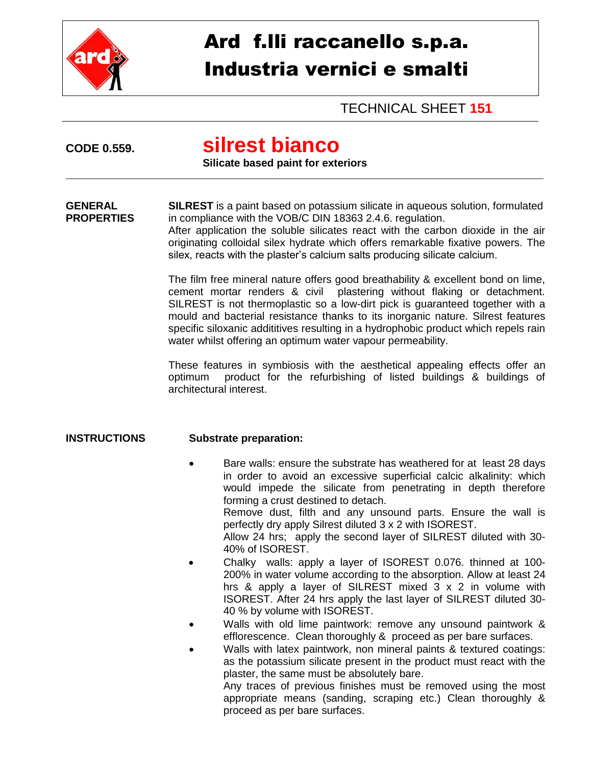# Ard f.lli raccanello s.p.a.
# Industria vernici e smalti

TECHNICAL SHEET **151**

**CODE 0.559.**

## silrest bianco

**Silicate based paint for exteriors**

---

**GENERAL PROPERTIES**

**SILREST** is a paint based on potassium silicate in aqueous solution, formulated in compliance with the VOB/C DIN 18363 2.4.6. regulation.
After application the soluble silicates react with the carbon dioxide in the air originating colloidal silex hydrate which offers remarkable fixative powers. The silex, reacts with the plaster's calcium salts producing silicate calcium.

The film free mineral nature offers good breathability & excellent bond on lime, cement mortar renders & civil plastering without flaking or detachment. SILREST is not thermoplastic so a low-dirt pick is guaranteed together with a mould and bacterial resistance thanks to its inorganic nature. Silrest features specific siloxanic addititives resulting in a hydrophobic product which repels rain water whilst offering an optimum water vapour permeability.

These features in symbiosis with the aesthetical appealing effects offer an optimum product for the refurbishing of listed buildings & buildings of architectural interest.

**INSTRUCTIONS**

**Substrate preparation:**

- Bare walls: ensure the substrate has weathered for at least 28 days in order to avoid an excessive superficial calcic alkalinity: which would impede the silicate from penetrating in depth therefore forming a crust destined to detach.
  Remove dust, filth and any unsound parts. Ensure the wall is perfectly dry apply Silrest diluted 3 x 2 with ISOREST.
  Allow 24 hrs; apply the second layer of SILREST diluted with 30-40% of ISOREST.
- Chalky walls: apply a layer of ISOREST 0.076. thinned at 100-200% in water volume according to the absorption. Allow at least 24 hrs & apply a layer of SILREST mixed 3 x 2 in volume with ISOREST. After 24 hrs apply the last layer of SILREST diluted 30-40 % by volume with ISOREST.
- Walls with old lime paintwork: remove any unsound paintwork & efflorescence. Clean thoroughly & proceed as per bare surfaces.
- Walls with latex paintwork, non mineral paints & textured coatings: as the potassium silicate present in the product must react with the plaster, the same must be absolutely bare.
  Any traces of previous finishes must be removed using the most appropriate means (sanding, scraping etc.) Clean thoroughly & proceed as per bare surfaces.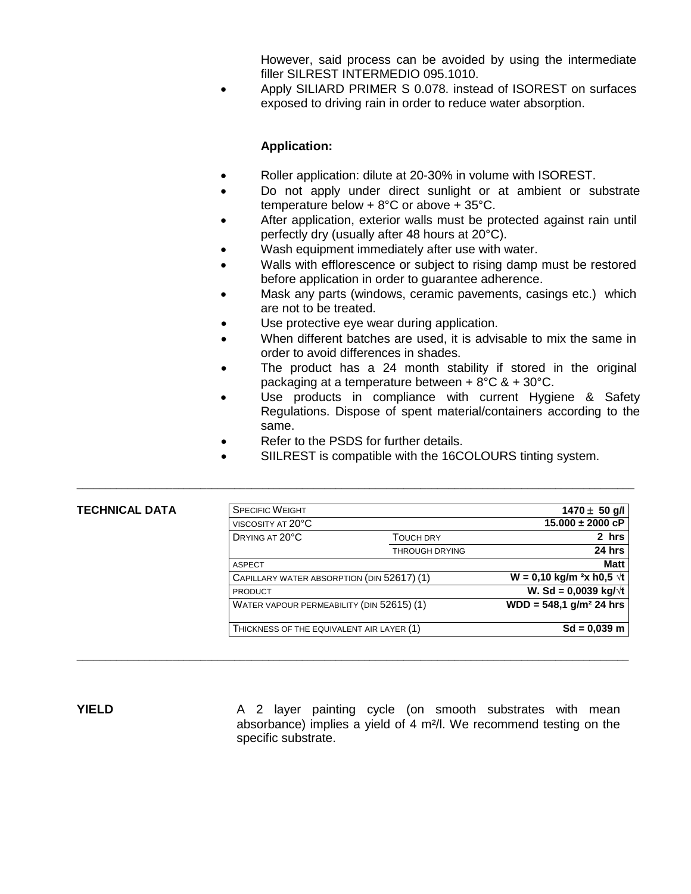However, said process can be avoided by using the intermediate filler SILREST INTERMEDIO 095.1010.

- Apply SILIARD PRIMER S 0.078. instead of ISOREST on surfaces exposed to driving rain in order to reduce water absorption.

**Application:**

- Roller application: dilute at 20-30% in volume with ISOREST.
- Do not apply under direct sunlight or at ambient or substrate temperature below + 8°C or above + 35°C.
- After application, exterior walls must be protected against rain until perfectly dry (usually after 48 hours at 20°C).
- Wash equipment immediately after use with water.
- Walls with efflorescence or subject to rising damp must be restored before application in order to guarantee adherence.
- Mask any parts (windows, ceramic pavements, casings etc.) which are not to be treated.
- Use protective eye wear during application.
- When different batches are used, it is advisable to mix the same in order to avoid differences in shades.
- The product has a 24 month stability if stored in the original packaging at a temperature between + 8°C & + 30°C.
- Use products in compliance with current Hygiene & Safety Regulations. Dispose of spent material/containers according to the same.
- Refer to the PSDS for further details.
- SIILREST is compatible with the 16COLOURS tinting system.

---

**TECHNICAL DATA**

| | | |
|---|---|---|
| Specific Weight | | **1470 ± 50 g/l** |
| viscosity at 20°C | | **15.000 ± 2000 cP** |
| Drying at 20°C | Touch dry | **2 hrs** |
| | through drying | **24 hrs** |
| aspect | | **Matt** |
| Capillary water absorption (din 52617) (1) | | **W = 0,10 kg/m ²x h0,5 √t** |
| product | | **W. Sd = 0,0039 kg/√t** |
| Water vapour permeability (din 52615) (1) | | **WDD = 548,1 g/m² 24 hrs** |
| Thickness of the equivalent air layer (1) | | **Sd = 0,039 m** |

---

**YIELD**

A 2 layer painting cycle (on smooth substrates with mean absorbance) implies a yield of 4 m²/l. We recommend testing on the specific substrate.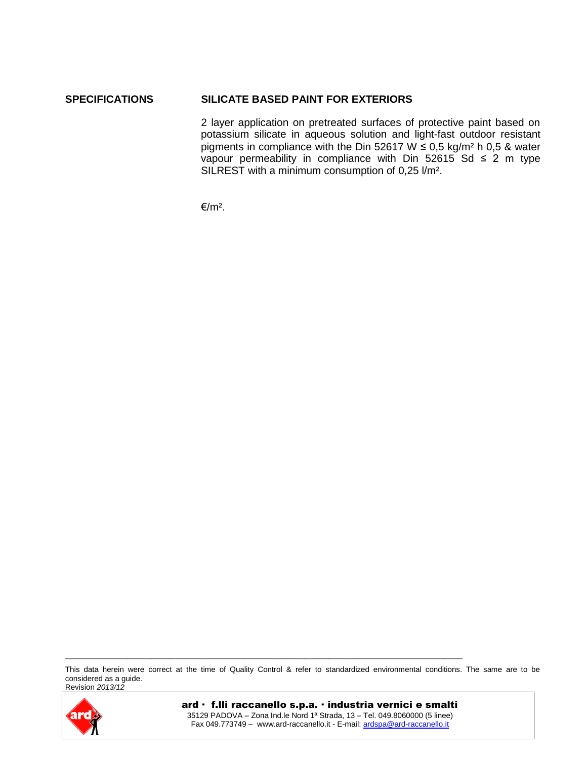**SPECIFICATIONS** **SILICATE BASED PAINT FOR EXTERIORS**

2 layer application on pretreated surfaces of protective paint based on potassium silicate in aqueous solution and light-fast outdoor resistant pigments in compliance with the Din 52617 W ≤ 0,5 kg/m² h 0,5 & water vapour permeability in compliance with Din 52615 Sd ≤ 2 m type SILREST with a minimum consumption of 0,25 l/m².

€/m².

---

This data herein were correct at the time of Quality Control & refer to standardized environmental conditions. The same are to be considered as a guide.
Revision *2013/12*

**ard · f.lli raccanello s.p.a. · industria vernici e smalti**
35129 PADOVA – Zona Ind.le Nord 1ª Strada, 13 – Tel. 049.8060000 (5 linee)
Fax 049.773749 – www.ard-raccanello.it - E-mail: ardspa@ard-raccanello.it